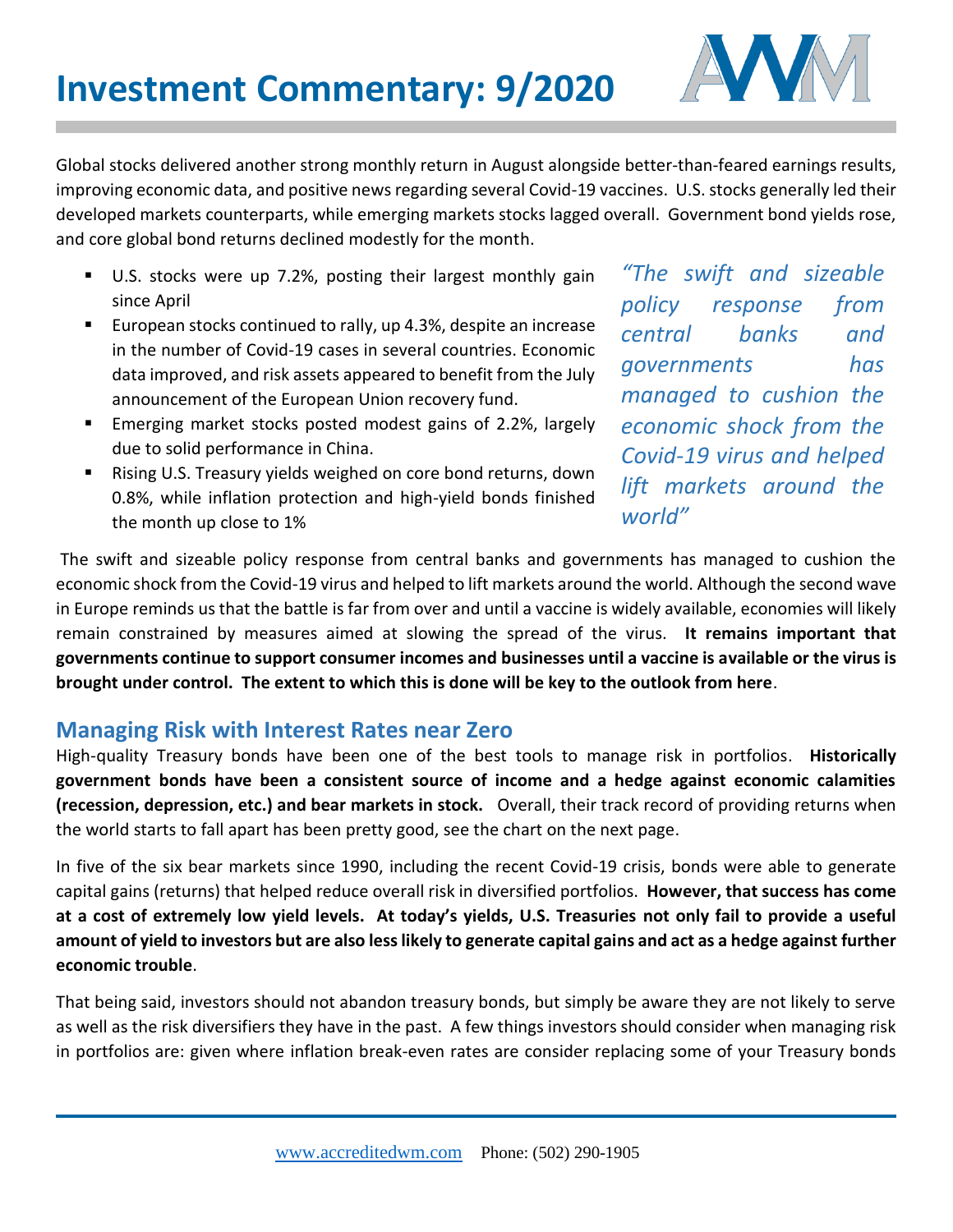# Investment Commentary: 9/2020

Global stocks delivered another strong monthly return in August alongside better-than-feared earnings results, improving economic data, and positive news regarding several Covid-19 vaccines. U.S. stocks generally led their developed markets counterparts, while emerging markets stocks lagged overall. Government bond yields rose, and core global bond returns declined modestly for the month.

- U.S. stocks were up 7.2%, posting their largest monthly gain since April
- European stocks continued to rally, up 4.3%, despite an increase in the number of Covid-19 cases in several countries. Economic data improved, and risk assets appeared to benefit from the July announcement of the European Union recovery fund.
- Emerging market stocks posted modest gains of 2.2%, largely due to solid performance in China.
- Rising U.S. Treasury yields weighed on core bond returns, down 0.8%, while inflation protection and high-yield bonds finished the month up close to 1%

*"The swift and sizeable policy response from central banks and governments has managed to cushion the economic shock from the Covid-19 virus and helped lift markets around the world"*

The swift and sizeable policy response from central banks and governments has managed to cushion the economic shock from the Covid-19 virus and helped to lift markets around the world. Although the second wave in Europe reminds us that the battle is far from over and until a vaccine is widely available, economies will likely remain constrained by measures aimed at slowing the spread of the virus. **It remains important that governments continue to support consumer incomes and businesses until a vaccine is available or the virus is brought under control. The extent to which this is done will be key to the outlook from here**.

## Managing Risk with Interest Rates near Zero

High-quality Treasury bonds have been one of the best tools to manage risk in portfolios. **Historically government bonds have been a consistent source of income and a hedge against economic calamities (recession, depression, etc.) and bear markets in stock.** Overall, their track record of providing returns when the world starts to fall apart has been pretty good, see the chart on the next page.

In five of the six bear markets since 1990, including the recent Covid-19 crisis, bonds were able to generate capital gains (returns) that helped reduce overall risk in diversified portfolios. **However, that success has come at a cost of extremely low yield levels. At today's yields, U.S. Treasuries not only fail to provide a useful amount of yield to investors but are also less likely to generate capital gains and act as a hedge against further economic trouble**.

That being said, investors should not abandon treasury bonds, but simply be aware they are not likely to serve as well as the risk diversifiers they have in the past. A few things investors should consider when managing risk in portfolios are: given where inflation break-even rates are consider replacing some of your Treasury bonds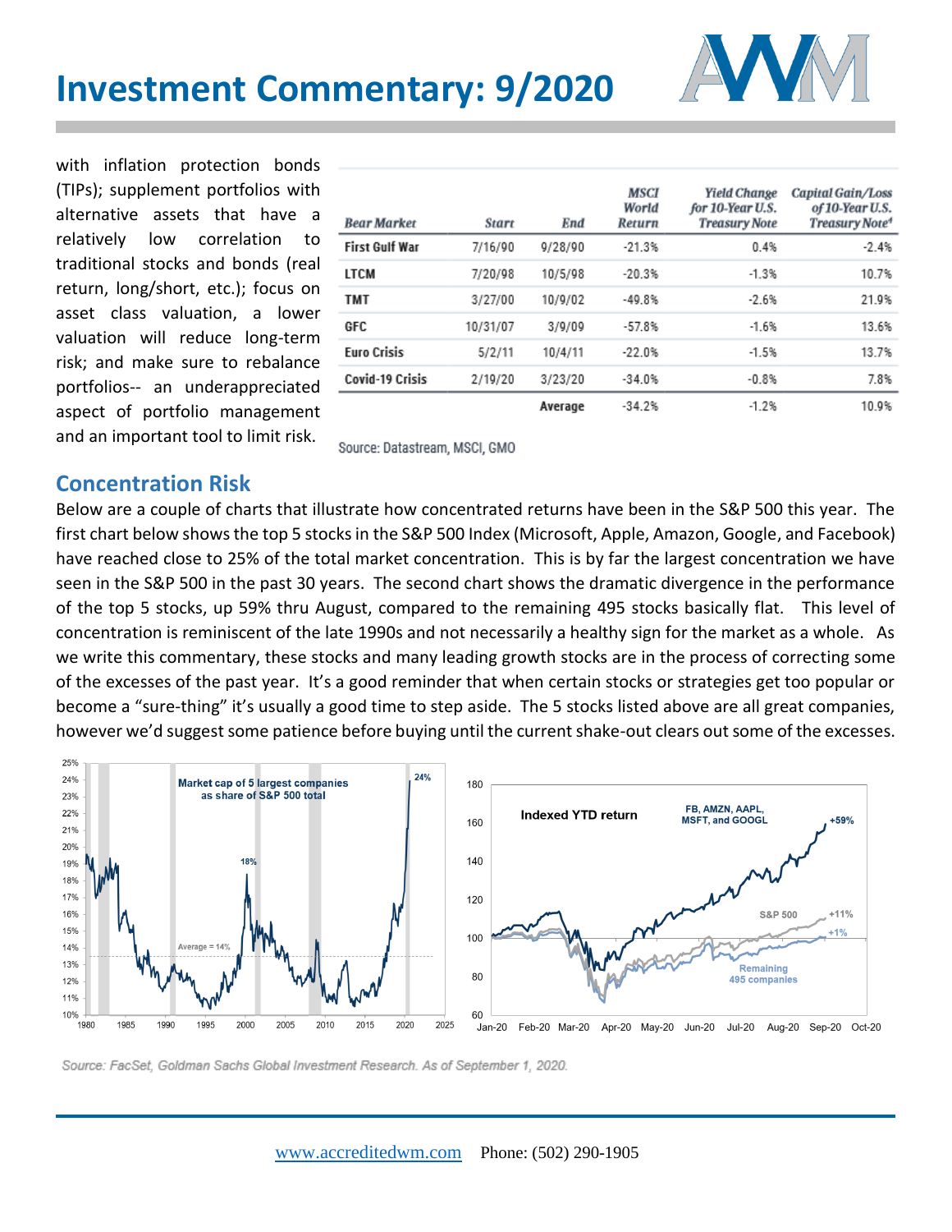with inflation protection bonds (TIPs); supplement portfolios with alternative assets that have a relatively low correlation to traditional stocks and bonds (real return, long/short, etc.); focus on asset class valuation, a lower valuation will reduce long-term risk; and make sure to rebalance portfolios-- an underappreciated aspect of portfolio management and an important tool to limit risk.

| Bear Market | Start | End | MSCI World Return | Yield Change for 10-Year U.S. Treasury Note | Capital Gain/Loss of 10-Year U.S. Treasury Note[1] |
|---|---|---|---|---|---|
| First Gulf War | 7/16/90 | 9/28/90 | -21.3% | 0.4% | -2.4% |
| LTCM | 7/20/98 | 10/5/98 | -20.3% | -1.3% | 10.7% |
| TMT | 3/27/00 | 10/9/02 | -49.8% | -2.6% | 21.9% |
| GFC | 10/31/07 | 3/9/09 | -57.8% | -1.6% | 13.6% |
| Euro Crisis | 5/2/11 | 10/4/11 | -22.0% | -1.5% | 13.7% |
| Covid-19 Crisis | 2/19/20 | 3/23/20 | -34.0% | -0.8% | 7.8% |
| | | Average | -34.2% | -1.2% | 10.9% |

Source: Datastream, MSCI, GMO

## Concentration Risk

Below are a couple of charts that illustrate how concentrated returns have been in the S&P 500 this year. The first chart below shows the top 5 stocks in the S&P 500 Index (Microsoft, Apple, Amazon, Google, and Facebook) have reached close to 25% of the total market concentration. This is by far the largest concentration we have seen in the S&P 500 in the past 30 years. The second chart shows the dramatic divergence in the performance of the top 5 stocks, up 59% thru August, compared to the remaining 495 stocks basically flat. This level of concentration is reminiscent of the late 1990s and not necessarily a healthy sign for the market as a whole. As we write this commentary, these stocks and many leading growth stocks are in the process of correcting some of the excesses of the past year. It's a good reminder that when certain stocks or strategies get too popular or become a "sure-thing" it's usually a good time to step aside. The 5 stocks listed above are all great companies, however we'd suggest some patience before buying until the current shake-out clears out some of the excesses.

Source: FacSet, Goldman Sachs Global Investment Research. As of September 1, 2020.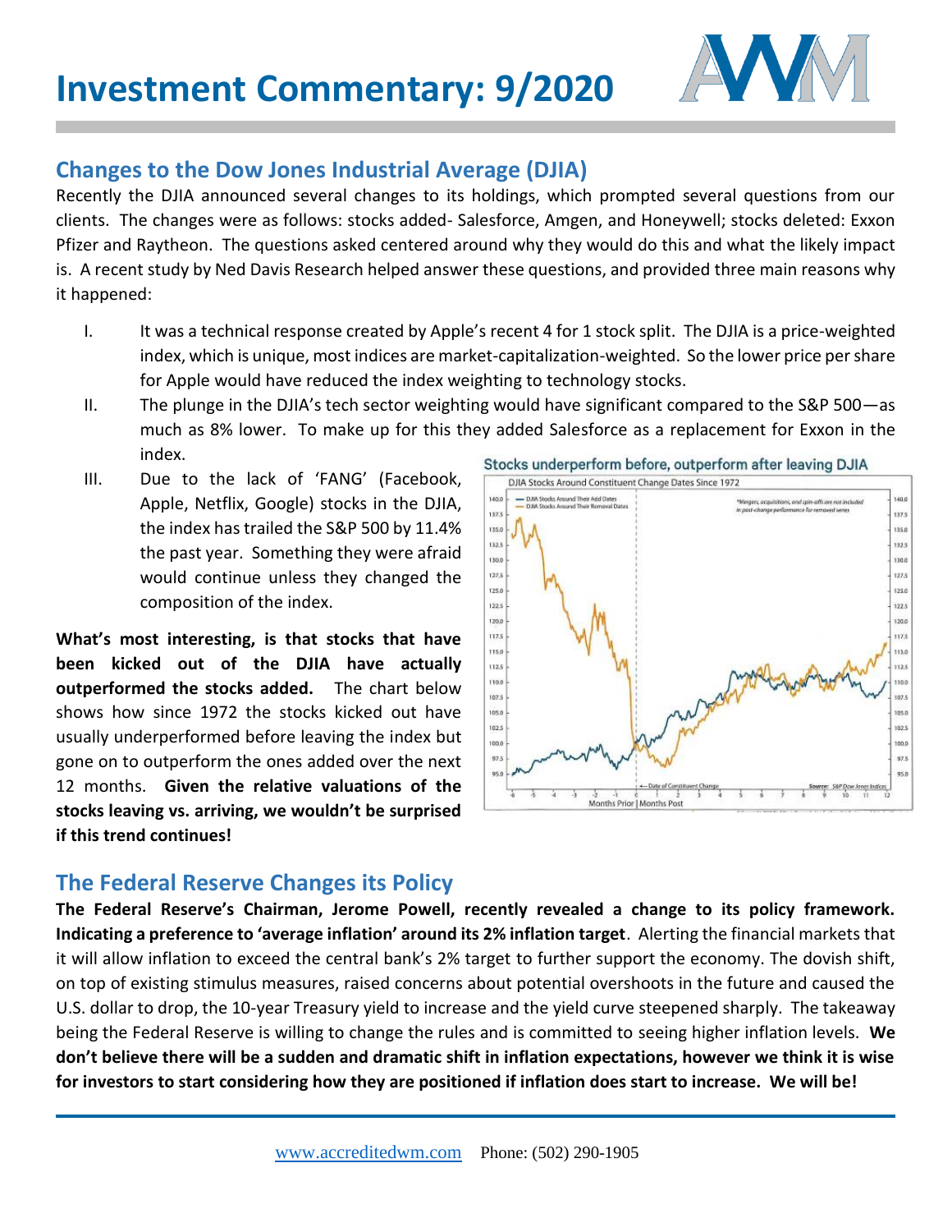# Investment Commentary: 9/2020

## Changes to the Dow Jones Industrial Average (DJIA)

Recently the DJIA announced several changes to its holdings, which prompted several questions from our clients. The changes were as follows: stocks added- Salesforce, Amgen, and Honeywell; stocks deleted: Exxon Pfizer and Raytheon. The questions asked centered around why they would do this and what the likely impact is. A recent study by Ned Davis Research helped answer these questions, and provided three main reasons why it happened:

I. It was a technical response created by Apple's recent 4 for 1 stock split. The DJIA is a price-weighted index, which is unique, most indices are market-capitalization-weighted. So the lower price per share for Apple would have reduced the index weighting to technology stocks.

II. The plunge in the DJIA's tech sector weighting would have significant compared to the S&P 500—as much as 8% lower. To make up for this they added Salesforce as a replacement for Exxon in the index.

III. Due to the lack of 'FANG' (Facebook, Apple, Netflix, Google) stocks in the DJIA, the index has trailed the S&P 500 by 11.4% the past year. Something they were afraid would continue unless they changed the composition of the index.

**What's most interesting, is that stocks that have been kicked out of the DJIA have actually outperformed the stocks added.** The chart below shows how since 1972 the stocks kicked out have usually underperformed before leaving the index but gone on to outperform the ones added over the next 12 months. **Given the relative valuations of the stocks leaving vs. arriving, we wouldn't be surprised if this trend continues!**

Stocks underperform before, outperform after leaving DJIA

## The Federal Reserve Changes its Policy

**The Federal Reserve's Chairman, Jerome Powell, recently revealed a change to its policy framework. Indicating a preference to 'average inflation' around its 2% inflation target**. Alerting the financial markets that it will allow inflation to exceed the central bank's 2% target to further support the economy. The dovish shift, on top of existing stimulus measures, raised concerns about potential overshoots in the future and caused the U.S. dollar to drop, the 10-year Treasury yield to increase and the yield curve steepened sharply. The takeaway being the Federal Reserve is willing to change the rules and is committed to seeing higher inflation levels. **We don't believe there will be a sudden and dramatic shift in inflation expectations, however we think it is wise for investors to start considering how they are positioned if inflation does start to increase. We will be!**

www.accreditedwm.com Phone: (502) 290-1905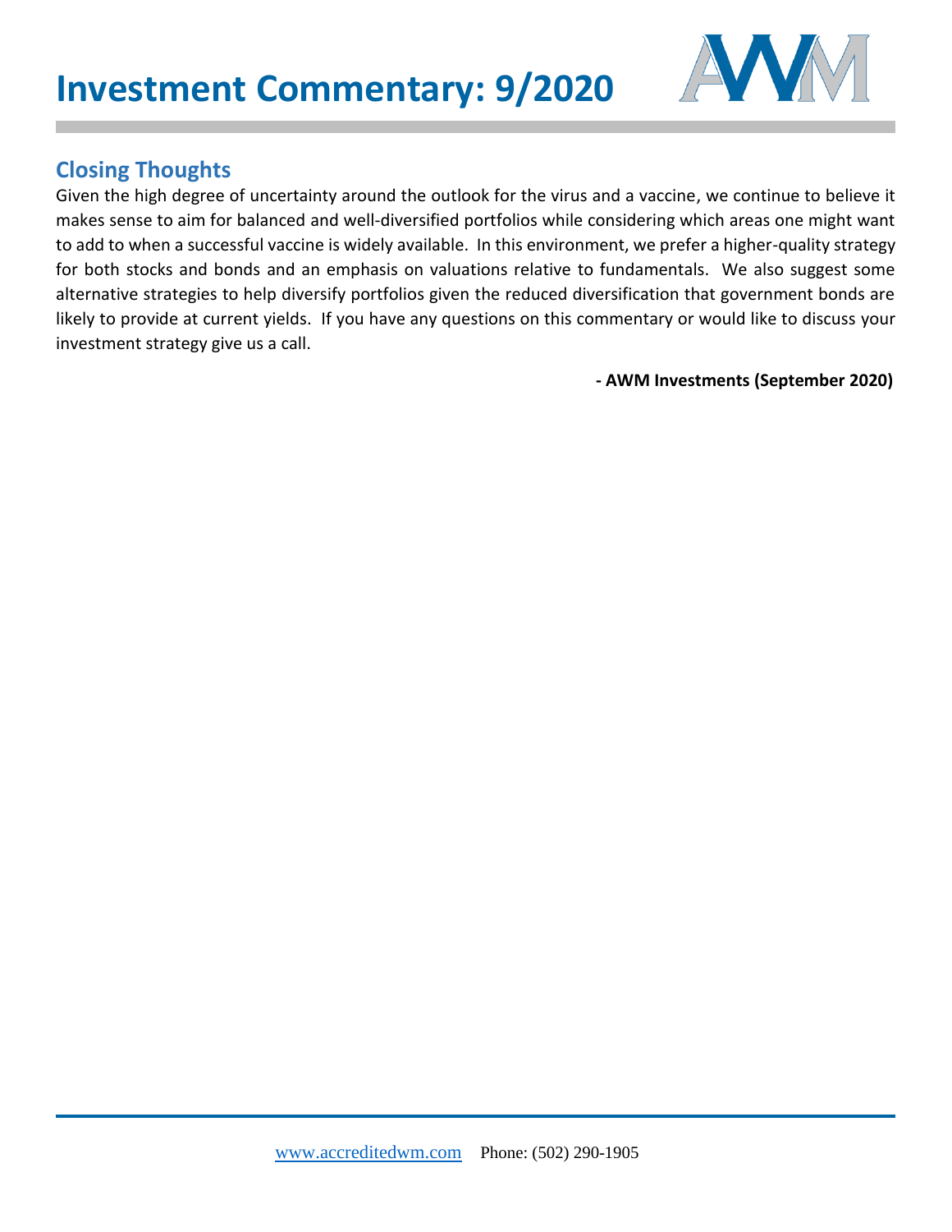## Closing Thoughts

Given the high degree of uncertainty around the outlook for the virus and a vaccine, we continue to believe it makes sense to aim for balanced and well-diversified portfolios while considering which areas one might want to add to when a successful vaccine is widely available. In this environment, we prefer a higher-quality strategy for both stocks and bonds and an emphasis on valuations relative to fundamentals. We also suggest some alternative strategies to help diversify portfolios given the reduced diversification that government bonds are likely to provide at current yields. If you have any questions on this commentary or would like to discuss your investment strategy give us a call.

**- AWM Investments (September 2020)**